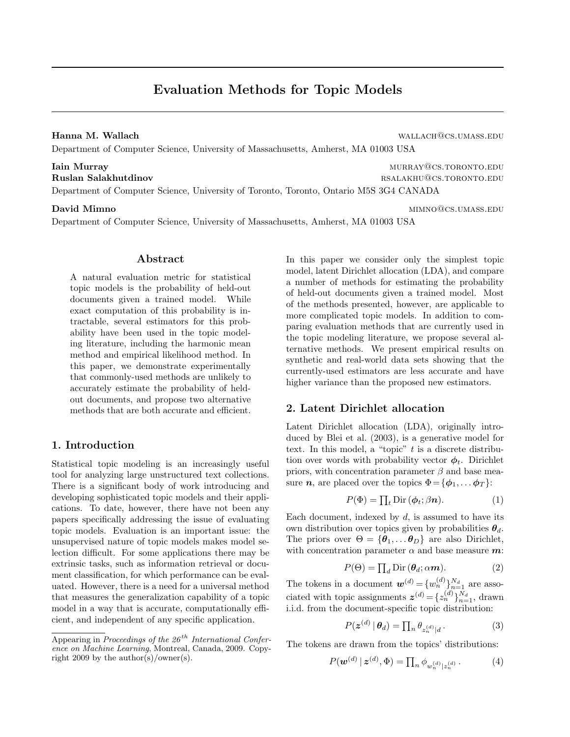# Evaluation Methods for Topic Models

**Hanna M. Wallach** wallach@cs.umass.edu

Department of Computer Science, University of Massachusetts, Amherst, MA 01003 USA

**Iain Murray** murray@cs.toronto.edu

**Ruslan Salakhutdinov** rsalakhu@cs.toronto.edu

Department of Computer Science, University of Toronto, Toronto, Ontario M5S 3G4 CANADA

**David Mimno** mimno@cs.umass.edu

Department of Computer Science, University of Massachusetts, Amherst, MA 01003 USA

## Abstract

A natural evaluation metric for statistical topic models is the probability of held-out documents given a trained model. While exact computation of this probability is intractable, several estimators for this probability have been used in the topic modeling literature, including the harmonic mean method and empirical likelihood method. In this paper, we demonstrate experimentally that commonly-used methods are unlikely to accurately estimate the probability of held-out documents, and propose two alternative methods that are both accurate and efficient.

## 1. Introduction

Statistical topic modeling is an increasingly useful tool for analyzing large unstructured text collections. There is a significant body of work introducing and developing sophisticated topic models and their applications. To date, however, there have not been any papers specifically addressing the issue of evaluating topic models. Evaluation is an important issue: the unsupervised nature of topic models makes model selection difficult. For some applications there may be extrinsic tasks, such as information retrieval or document classification, for which performance can be evaluated. However, there is a need for a universal method that measures the generalization capability of a topic model in a way that is accurate, computationally efficient, and independent of any specific application.

In this paper we consider only the simplest topic model, latent Dirichlet allocation (LDA), and compare a number of methods for estimating the probability of held-out documents given a trained model. Most of the methods presented, however, are applicable to more complicated topic models. In addition to comparing evaluation methods that are currently used in the topic modeling literature, we propose several alternative methods. We present empirical results on synthetic and real-world data sets showing that the currently-used estimators are less accurate and have higher variance than the proposed new estimators.

## 2. Latent Dirichlet allocation

Latent Dirichlet allocation (LDA), originally introduced by Blei et al. (2003), is a generative model for text. In this model, a "topic" $t$ is a discrete distribution over words with probability vector $\boldsymbol{\phi}_t$. Dirichlet priors, with concentration parameter $\beta$ and base measure $\boldsymbol{n}$, are placed over the topics $\Phi = \{\boldsymbol{\phi}_1, \ldots \boldsymbol{\phi}_T\}$:

$$P(\Phi) = \prod_t \text{Dir}\,(\boldsymbol{\phi}_t; \beta\boldsymbol{n}). \tag{1}$$

Each document, indexed by $d$, is assumed to have its own distribution over topics given by probabilities $\boldsymbol{\theta}_d$. The priors over $\Theta = \{\boldsymbol{\theta}_1, \ldots \boldsymbol{\theta}_D\}$ are also Dirichlet, with concentration parameter $\alpha$ and base measure $\boldsymbol{m}$:

$$P(\Theta) = \prod_d \text{Dir}\,(\boldsymbol{\theta}_d; \alpha\boldsymbol{m}). \tag{2}$$

The tokens in a document $\boldsymbol{w}^{(d)} = \{w_n^{(d)}\}_{n=1}^{N_d}$ are associated with topic assignments $\boldsymbol{z}^{(d)} = \{z_n^{(d)}\}_{n=1}^{N_d}$, drawn i.i.d. from the document-specific topic distribution:

$$P(\boldsymbol{z}^{(d)} \mid \boldsymbol{\theta}_d) = \prod_n \theta_{z_n^{(d)}|d}\,. \tag{3}$$

The tokens are drawn from the topics' distributions:

$$P(\boldsymbol{w}^{(d)} \mid \boldsymbol{z}^{(d)}, \Phi) = \prod_n \phi_{w_n^{(d)}|z_n^{(d)}}\,. \tag{4}$$

Appearing in *Proceedings of the 26th International Conference on Machine Learning*, Montreal, Canada, 2009. Copyright 2009 by the author(s)/owner(s).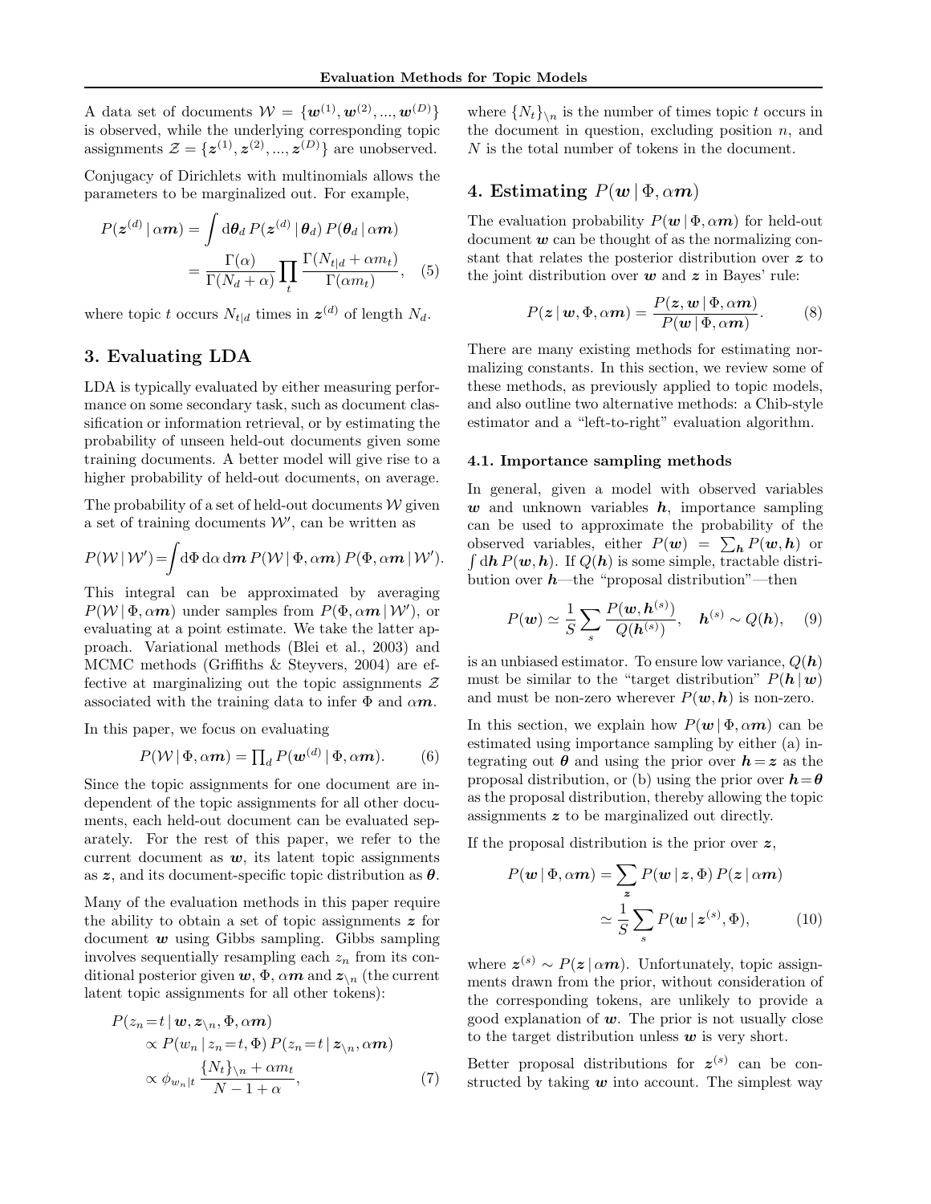A data set of documents $\mathcal{W} = \{\boldsymbol{w}^{(1)}, \boldsymbol{w}^{(2)}, ..., \boldsymbol{w}^{(D)}\}$ is observed, while the underlying corresponding topic assignments $\mathcal{Z} = \{\boldsymbol{z}^{(1)}, \boldsymbol{z}^{(2)}, ..., \boldsymbol{z}^{(D)}\}$ are unobserved.

Conjugacy of Dirichlets with multinomials allows the parameters to be marginalized out. For example,

$$
\begin{aligned}
P(\boldsymbol{z}^{(d)} \,|\, \alpha \boldsymbol{m}) &= \int \mathrm{d}\boldsymbol{\theta}_d \, P(\boldsymbol{z}^{(d)} \,|\, \boldsymbol{\theta}_d) \, P(\boldsymbol{\theta}_d \,|\, \alpha \boldsymbol{m}) \\
&= \frac{\Gamma(\alpha)}{\Gamma(N_d + \alpha)} \prod_t \frac{\Gamma(N_{t|d} + \alpha m_t)}{\Gamma(\alpha m_t)}, \quad (5)
\end{aligned}
$$

where topic $t$ occurs $N_{t|d}$ times in $\boldsymbol{z}^{(d)}$ of length $N_d$.

## 3. Evaluating LDA

LDA is typically evaluated by either measuring performance on some secondary task, such as document classification or information retrieval, or by estimating the probability of unseen held-out documents given some training documents. A better model will give rise to a higher probability of held-out documents, on average.

The probability of a set of held-out documents $\mathcal{W}$ given a set of training documents $\mathcal{W}'$, can be written as

$$
P(\mathcal{W} \,|\, \mathcal{W}') = \int \mathrm{d}\Phi \, \mathrm{d}\alpha \, \mathrm{d}\boldsymbol{m} \, P(\mathcal{W} \,|\, \Phi, \alpha \boldsymbol{m}) \, P(\Phi, \alpha \boldsymbol{m} \,|\, \mathcal{W}').
$$

This integral can be approximated by averaging $P(\mathcal{W} \,|\, \Phi, \alpha \boldsymbol{m})$ under samples from $P(\Phi, \alpha \boldsymbol{m} \,|\, \mathcal{W}')$, or evaluating at a point estimate. We take the latter approach. Variational methods (Blei et al., 2003) and MCMC methods (Griffiths & Steyvers, 2004) are effective at marginalizing out the topic assignments $\mathcal{Z}$ associated with the training data to infer $\Phi$ and $\alpha \boldsymbol{m}$.

In this paper, we focus on evaluating

$$
P(\mathcal{W} \,|\, \Phi, \alpha \boldsymbol{m}) = \textstyle\prod_d P(\boldsymbol{w}^{(d)} \,|\, \Phi, \alpha \boldsymbol{m}). \quad (6)
$$

Since the topic assignments for one document are independent of the topic assignments for all other documents, each held-out document can be evaluated separately. For the rest of this paper, we refer to the current document as $\boldsymbol{w}$, its latent topic assignments as $\boldsymbol{z}$, and its document-specific topic distribution as $\boldsymbol{\theta}$.

Many of the evaluation methods in this paper require the ability to obtain a set of topic assignments $\boldsymbol{z}$ for document $\boldsymbol{w}$ using Gibbs sampling. Gibbs sampling involves sequentially resampling each $z_n$ from its conditional posterior given $\boldsymbol{w}$, $\Phi$, $\alpha \boldsymbol{m}$ and $\boldsymbol{z}_{\setminus n}$ (the current latent topic assignments for all other tokens):

$$
\begin{aligned}
P(z_n \!=\! t \,|\, &\boldsymbol{w}, \boldsymbol{z}_{\setminus n}, \Phi, \alpha \boldsymbol{m}) \\
&\propto P(w_n \,|\, z_n \!=\! t, \Phi) \, P(z_n \!=\! t \,|\, \boldsymbol{z}_{\setminus n}, \alpha \boldsymbol{m}) \\
&\propto \phi_{w_n|t} \, \frac{\{N_t\}_{\setminus n} + \alpha m_t}{N - 1 + \alpha}, \quad (7)
\end{aligned}
$$

where $\{N_t\}_{\setminus n}$ is the number of times topic $t$ occurs in the document in question, excluding position $n$, and $N$ is the total number of tokens in the document.

## 4. Estimating $P(\boldsymbol{w} \,|\, \Phi, \alpha \boldsymbol{m})$

The evaluation probability $P(\boldsymbol{w} \,|\, \Phi, \alpha \boldsymbol{m})$ for held-out document $\boldsymbol{w}$ can be thought of as the normalizing constant that relates the posterior distribution over $\boldsymbol{z}$ to the joint distribution over $\boldsymbol{w}$ and $\boldsymbol{z}$ in Bayes' rule:

$$
P(\boldsymbol{z} \,|\, \boldsymbol{w}, \Phi, \alpha \boldsymbol{m}) = \frac{P(\boldsymbol{z}, \boldsymbol{w} \,|\, \Phi, \alpha \boldsymbol{m})}{P(\boldsymbol{w} \,|\, \Phi, \alpha \boldsymbol{m})}. \quad (8)
$$

There are many existing methods for estimating normalizing constants. In this section, we review some of these methods, as previously applied to topic models, and also outline two alternative methods: a Chib-style estimator and a "left-to-right" evaluation algorithm.

### 4.1. Importance sampling methods

In general, given a model with observed variables $\boldsymbol{w}$ and unknown variables $\boldsymbol{h}$, importance sampling can be used to approximate the probability of the observed variables, either $P(\boldsymbol{w}) = \sum_{\boldsymbol{h}} P(\boldsymbol{w}, \boldsymbol{h})$ or $\int \mathrm{d}\boldsymbol{h} \, P(\boldsymbol{w}, \boldsymbol{h})$. If $Q(\boldsymbol{h})$ is some simple, tractable distribution over $\boldsymbol{h}$—the "proposal distribution"—then

$$
P(\boldsymbol{w}) \simeq \frac{1}{S} \sum_s \frac{P(\boldsymbol{w}, \boldsymbol{h}^{(s)})}{Q(\boldsymbol{h}^{(s)})}, \quad \boldsymbol{h}^{(s)} \sim Q(\boldsymbol{h}), \quad (9)
$$

is an unbiased estimator. To ensure low variance, $Q(\boldsymbol{h})$ must be similar to the "target distribution" $P(\boldsymbol{h} \,|\, \boldsymbol{w})$ and must be non-zero wherever $P(\boldsymbol{w}, \boldsymbol{h})$ is non-zero.

In this section, we explain how $P(\boldsymbol{w} \,|\, \Phi, \alpha \boldsymbol{m})$ can be estimated using importance sampling by either (a) integrating out $\boldsymbol{\theta}$ and using the prior over $\boldsymbol{h} \!=\! \boldsymbol{z}$ as the proposal distribution, or (b) using the prior over $\boldsymbol{h} \!=\! \boldsymbol{\theta}$ as the proposal distribution, thereby allowing the topic assignments $\boldsymbol{z}$ to be marginalized out directly.

If the proposal distribution is the prior over $\boldsymbol{z}$,

$$
\begin{aligned}
P(\boldsymbol{w} \,|\, \Phi, \alpha \boldsymbol{m}) &= \sum_{\boldsymbol{z}} P(\boldsymbol{w} \,|\, \boldsymbol{z}, \Phi) \, P(\boldsymbol{z} \,|\, \alpha \boldsymbol{m}) \\
&\simeq \frac{1}{S} \sum_s P(\boldsymbol{w} \,|\, \boldsymbol{z}^{(s)}, \Phi), \quad (10)
\end{aligned}
$$

where $\boldsymbol{z}^{(s)} \sim P(\boldsymbol{z} \,|\, \alpha \boldsymbol{m})$. Unfortunately, topic assignments drawn from the prior, without consideration of the corresponding tokens, are unlikely to provide a good explanation of $\boldsymbol{w}$. The prior is not usually close to the target distribution unless $\boldsymbol{w}$ is very short.

Better proposal distributions for $\boldsymbol{z}^{(s)}$ can be constructed by taking $\boldsymbol{w}$ into account. The simplest way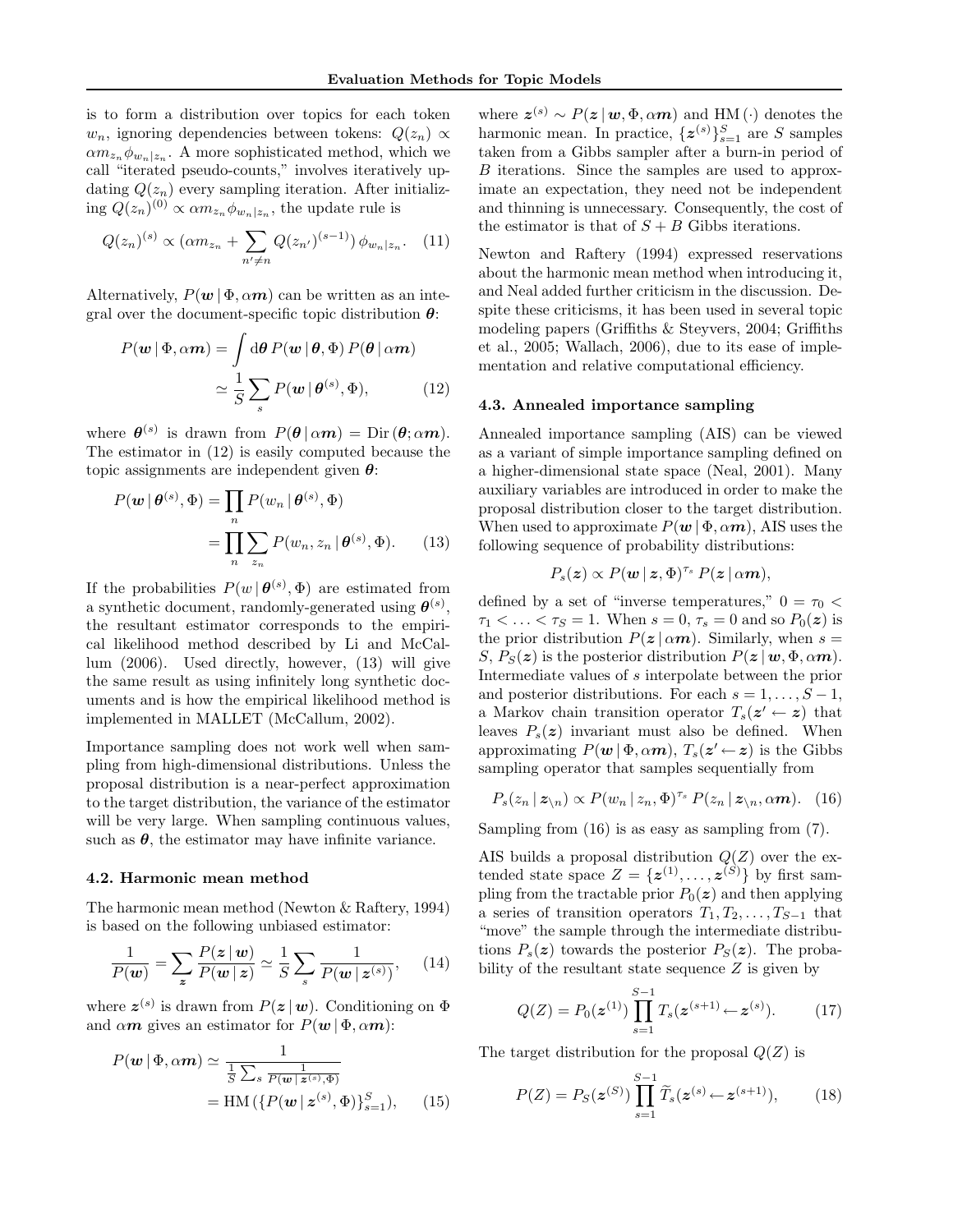is to form a distribution over topics for each token $w_n$, ignoring dependencies between tokens: $Q(z_n) \propto \alpha m_{z_n} \phi_{w_n|z_n}$. A more sophisticated method, which we call "iterated pseudo-counts," involves iteratively updating $Q(z_n)$ every sampling iteration. After initializing $Q(z_n)^{(0)} \propto \alpha m_{z_n} \phi_{w_n|z_n}$, the update rule is

$$Q(z_n)^{(s)} \propto (\alpha m_{z_n} + \sum_{n' \neq n} Q(z_{n'})^{(s-1)})\, \phi_{w_n|z_n}. \quad (11)$$

Alternatively, $P(\boldsymbol{w} \,|\, \Phi, \alpha \boldsymbol{m})$ can be written as an integral over the document-specific topic distribution $\boldsymbol{\theta}$:

$$\begin{aligned} P(\boldsymbol{w} \,|\, \Phi, \alpha \boldsymbol{m}) &= \int \mathrm{d}\boldsymbol{\theta}\, P(\boldsymbol{w} \,|\, \boldsymbol{\theta}, \Phi)\, P(\boldsymbol{\theta} \,|\, \alpha \boldsymbol{m}) \\ &\simeq \frac{1}{S} \sum_s P(\boldsymbol{w} \,|\, \boldsymbol{\theta}^{(s)}, \Phi), \end{aligned} \quad (12)$$

where $\boldsymbol{\theta}^{(s)}$ is drawn from $P(\boldsymbol{\theta} \,|\, \alpha \boldsymbol{m}) = \mathrm{Dir}(\boldsymbol{\theta}; \alpha \boldsymbol{m})$. The estimator in (12) is easily computed because the topic assignments are independent given $\boldsymbol{\theta}$:

$$\begin{aligned} P(\boldsymbol{w} \,|\, \boldsymbol{\theta}^{(s)}, \Phi) &= \prod_n P(w_n \,|\, \boldsymbol{\theta}^{(s)}, \Phi) \\ &= \prod_n \sum_{z_n} P(w_n, z_n \,|\, \boldsymbol{\theta}^{(s)}, \Phi). \end{aligned} \quad (13)$$

If the probabilities $P(w \,|\, \boldsymbol{\theta}^{(s)}, \Phi)$ are estimated from a synthetic document, randomly-generated using $\boldsymbol{\theta}^{(s)}$, the resultant estimator corresponds to the empirical likelihood method described by Li and McCallum (2006). Used directly, however, (13) will give the same result as using infinitely long synthetic documents and is how the empirical likelihood method is implemented in MALLET (McCallum, 2002).

Importance sampling does not work well when sampling from high-dimensional distributions. Unless the proposal distribution is a near-perfect approximation to the target distribution, the variance of the estimator will be very large. When sampling continuous values, such as $\boldsymbol{\theta}$, the estimator may have infinite variance.

### 4.2. Harmonic mean method

The harmonic mean method (Newton & Raftery, 1994) is based on the following unbiased estimator:

$$\frac{1}{P(\boldsymbol{w})} = \sum_{\boldsymbol{z}} \frac{P(\boldsymbol{z} \,|\, \boldsymbol{w})}{P(\boldsymbol{w} \,|\, \boldsymbol{z})} \simeq \frac{1}{S} \sum_s \frac{1}{P(\boldsymbol{w} \,|\, \boldsymbol{z}^{(s)})}, \quad (14)$$

where $\boldsymbol{z}^{(s)}$ is drawn from $P(\boldsymbol{z} \,|\, \boldsymbol{w})$. Conditioning on $\Phi$ and $\alpha \boldsymbol{m}$ gives an estimator for $P(\boldsymbol{w} \,|\, \Phi, \alpha \boldsymbol{m})$:

$$\begin{aligned} P(\boldsymbol{w} \,|\, \Phi, \alpha \boldsymbol{m}) &\simeq \frac{1}{\frac{1}{S} \sum_s \frac{1}{P(\boldsymbol{w} \,|\, \boldsymbol{z}^{(s)}, \Phi)}} \\ &= \mathrm{HM}\,(\{P(\boldsymbol{w} \,|\, \boldsymbol{z}^{(s)}, \Phi)\}_{s=1}^{S}), \end{aligned} \quad (15)$$

where $\boldsymbol{z}^{(s)} \sim P(\boldsymbol{z} \,|\, \boldsymbol{w}, \Phi, \alpha \boldsymbol{m})$ and $\mathrm{HM}\,(\cdot)$ denotes the harmonic mean. In practice, $\{\boldsymbol{z}^{(s)}\}_{s=1}^{S}$ are $S$ samples taken from a Gibbs sampler after a burn-in period of $B$ iterations. Since the samples are used to approximate an expectation, they need not be independent and thinning is unnecessary. Consequently, the cost of the estimator is that of $S + B$ Gibbs iterations.

Newton and Raftery (1994) expressed reservations about the harmonic mean method when introducing it, and Neal added further criticism in the discussion. Despite these criticisms, it has been used in several topic modeling papers (Griffiths & Steyvers, 2004; Griffiths et al., 2005; Wallach, 2006), due to its ease of implementation and relative computational efficiency.

### 4.3. Annealed importance sampling

Annealed importance sampling (AIS) can be viewed as a variant of simple importance sampling defined on a higher-dimensional state space (Neal, 2001). Many auxiliary variables are introduced in order to make the proposal distribution closer to the target distribution. When used to approximate $P(\boldsymbol{w} \,|\, \Phi, \alpha \boldsymbol{m})$, AIS uses the following sequence of probability distributions:

$$P_s(\boldsymbol{z}) \propto P(\boldsymbol{w} \,|\, \boldsymbol{z}, \Phi)^{\tau_s}\, P(\boldsymbol{z} \,|\, \alpha \boldsymbol{m}),$$

defined by a set of "inverse temperatures," $0 = \tau_0 < \tau_1 < \ldots < \tau_S = 1$. When $s = 0$, $\tau_s = 0$ and so $P_0(\boldsymbol{z})$ is the prior distribution $P(\boldsymbol{z} \,|\, \alpha \boldsymbol{m})$. Similarly, when $s = S$, $P_S(\boldsymbol{z})$ is the posterior distribution $P(\boldsymbol{z} \,|\, \boldsymbol{w}, \Phi, \alpha \boldsymbol{m})$. Intermediate values of $s$ interpolate between the prior and posterior distributions. For each $s = 1, \ldots, S-1$, a Markov chain transition operator $T_s(\boldsymbol{z}' \leftarrow \boldsymbol{z})$ that leaves $P_s(\boldsymbol{z})$ invariant must also be defined. When approximating $P(\boldsymbol{w} \,|\, \Phi, \alpha \boldsymbol{m})$, $T_s(\boldsymbol{z}' \leftarrow \boldsymbol{z})$ is the Gibbs sampling operator that samples sequentially from

$$P_s(z_n \,|\, \boldsymbol{z}_{\setminus n}) \propto P(w_n \,|\, z_n, \Phi)^{\tau_s}\, P(z_n \,|\, \boldsymbol{z}_{\setminus n}, \alpha \boldsymbol{m}). \quad (16)$$

Sampling from (16) is as easy as sampling from (7).

AIS builds a proposal distribution $Q(Z)$ over the extended state space $Z = \{\boldsymbol{z}^{(1)}, \ldots, \boldsymbol{z}^{(S)}\}$ by first sampling from the tractable prior $P_0(\boldsymbol{z})$ and then applying a series of transition operators $T_1, T_2, \ldots, T_{S-1}$ that "move" the sample through the intermediate distributions $P_s(\boldsymbol{z})$ towards the posterior $P_S(\boldsymbol{z})$. The probability of the resultant state sequence $Z$ is given by

$$Q(Z) = P_0(\boldsymbol{z}^{(1)}) \prod_{s=1}^{S-1} T_s(\boldsymbol{z}^{(s+1)} \leftarrow \boldsymbol{z}^{(s)}). \quad (17)$$

The target distribution for the proposal $Q(Z)$ is

$$P(Z) = P_S(\boldsymbol{z}^{(S)}) \prod_{s=1}^{S-1} \widetilde{T}_s(\boldsymbol{z}^{(s)} \leftarrow \boldsymbol{z}^{(s+1)}), \quad (18)$$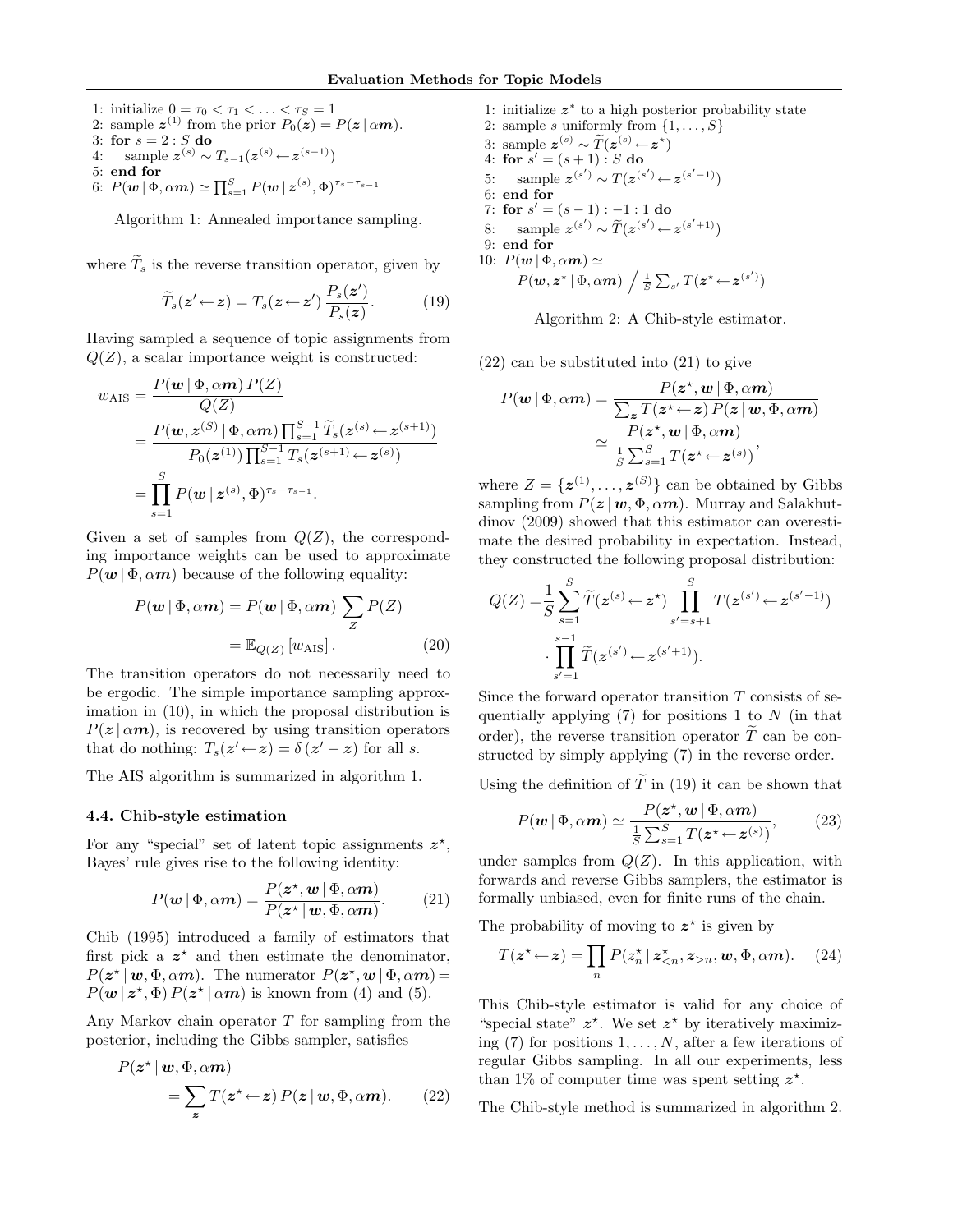```
1: initialize 0 = τ_0 < τ_1 < ... < τ_S = 1
2: sample z^(1) from the prior P_0(z) = P(z | αm).
3: for s = 2 : S do
4:     sample z^(s) ~ T_{s-1}(z^(s) ← z^(s-1))
5: end for
6: P(w | Φ, αm) ≃ ∏_{s=1}^{S} P(w | z^(s), Φ)^{τ_s − τ_{s−1}}
```

Algorithm 1: Annealed importance sampling.

where $\widetilde{T}_s$ is the reverse transition operator, given by

$$\widetilde{T}_s(\boldsymbol{z}' \leftarrow \boldsymbol{z}) = T_s(\boldsymbol{z} \leftarrow \boldsymbol{z}') \frac{P_s(\boldsymbol{z}')}{P_s(\boldsymbol{z})}. \tag{19}$$

Having sampled a sequence of topic assignments from $Q(Z)$, a scalar importance weight is constructed:

$$\begin{aligned} w_{\text{AIS}} &= \frac{P(\boldsymbol{w} \mid \Phi, \alpha \boldsymbol{m})\, P(Z)}{Q(Z)} \\ &= \frac{P(\boldsymbol{w}, \boldsymbol{z}^{(S)} \mid \Phi, \alpha \boldsymbol{m}) \prod_{s=1}^{S-1} \widetilde{T}_s(\boldsymbol{z}^{(s)} \leftarrow \boldsymbol{z}^{(s+1)})}{P_0(\boldsymbol{z}^{(1)}) \prod_{s=1}^{S-1} T_s(\boldsymbol{z}^{(s+1)} \leftarrow \boldsymbol{z}^{(s)})} \\ &= \prod_{s=1}^{S} P(\boldsymbol{w} \mid \boldsymbol{z}^{(s)}, \Phi)^{\tau_s - \tau_{s-1}}. \end{aligned}$$

Given a set of samples from $Q(Z)$, the corresponding importance weights can be used to approximate $P(\boldsymbol{w} \mid \Phi, \alpha \boldsymbol{m})$ because of the following equality:

$$\begin{aligned} P(\boldsymbol{w} \mid \Phi, \alpha \boldsymbol{m}) &= P(\boldsymbol{w} \mid \Phi, \alpha \boldsymbol{m}) \sum_Z P(Z) \\ &= \mathbb{E}_{Q(Z)} \left[ w_{\text{AIS}} \right]. \end{aligned} \tag{20}$$

The transition operators do not necessarily need to be ergodic. The simple importance sampling approximation in (10), in which the proposal distribution is $P(\boldsymbol{z} \mid \alpha \boldsymbol{m})$, is recovered by using transition operators that do nothing: $T_s(\boldsymbol{z}' \leftarrow \boldsymbol{z}) = \delta(\boldsymbol{z}' - \boldsymbol{z})$ for all $s$.

The AIS algorithm is summarized in algorithm 1.

### 4.4. Chib-style estimation

For any "special" set of latent topic assignments $\boldsymbol{z}^\star$, Bayes' rule gives rise to the following identity:

$$P(\boldsymbol{w} \mid \Phi, \alpha \boldsymbol{m}) = \frac{P(\boldsymbol{z}^\star, \boldsymbol{w} \mid \Phi, \alpha \boldsymbol{m})}{P(\boldsymbol{z}^\star \mid \boldsymbol{w}, \Phi, \alpha \boldsymbol{m})}. \tag{21}$$

Chib (1995) introduced a family of estimators that first pick a $\boldsymbol{z}^\star$ and then estimate the denominator, $P(\boldsymbol{z}^\star \mid \boldsymbol{w}, \Phi, \alpha \boldsymbol{m})$. The numerator $P(\boldsymbol{z}^\star, \boldsymbol{w} \mid \Phi, \alpha \boldsymbol{m}) = P(\boldsymbol{w} \mid \boldsymbol{z}^\star, \Phi)\, P(\boldsymbol{z}^\star \mid \alpha \boldsymbol{m})$ is known from (4) and (5).

Any Markov chain operator $T$ for sampling from the posterior, including the Gibbs sampler, satisfies

$$\begin{aligned} &P(\boldsymbol{z}^\star \mid \boldsymbol{w}, \Phi, \alpha \boldsymbol{m}) \\ &\quad = \sum_{\boldsymbol{z}} T(\boldsymbol{z}^\star \leftarrow \boldsymbol{z})\, P(\boldsymbol{z} \mid \boldsymbol{w}, \Phi, \alpha \boldsymbol{m}). \end{aligned} \tag{22}$$

```
1: initialize z* to a high posterior probability state
2: sample s uniformly from {1, ..., S}
3: sample z^(s) ~ T̃(z^(s) ← z*)
4: for s' = (s+1) : S do
5:     sample z^(s') ~ T(z^(s') ← z^(s'-1))
6: end for
7: for s' = (s-1) : -1 : 1 do
8:     sample z^(s') ~ T̃(z^(s') ← z^(s'+1))
9: end for
10: P(w | Φ, αm) ≃
        P(w, z* | Φ, αm) / (1/S) Σ_{s'} T(z* ← z^(s'))
```

Algorithm 2: A Chib-style estimator.

(22) can be substituted into (21) to give

$$\begin{aligned} P(\boldsymbol{w} \mid \Phi, \alpha \boldsymbol{m}) &= \frac{P(\boldsymbol{z}^\star, \boldsymbol{w} \mid \Phi, \alpha \boldsymbol{m})}{\sum_{\boldsymbol{z}} T(\boldsymbol{z}^\star \leftarrow \boldsymbol{z})\, P(\boldsymbol{z} \mid \boldsymbol{w}, \Phi, \alpha \boldsymbol{m})} \\ &\simeq \frac{P(\boldsymbol{z}^\star, \boldsymbol{w} \mid \Phi, \alpha \boldsymbol{m})}{\frac{1}{S} \sum_{s=1}^{S} T(\boldsymbol{z}^\star \leftarrow \boldsymbol{z}^{(s)})}, \end{aligned}$$

where $Z = \{\boldsymbol{z}^{(1)}, \ldots, \boldsymbol{z}^{(S)}\}$ can be obtained by Gibbs sampling from $P(\boldsymbol{z} \mid \boldsymbol{w}, \Phi, \alpha \boldsymbol{m})$. Murray and Salakhutdinov (2009) showed that this estimator can overestimate the desired probability in expectation. Instead, they constructed the following proposal distribution:

$$\begin{aligned} Q(Z) = &\frac{1}{S} \sum_{s=1}^{S} \widetilde{T}(\boldsymbol{z}^{(s)} \leftarrow \boldsymbol{z}^\star) \prod_{s'=s+1}^{S} T(\boldsymbol{z}^{(s')} \leftarrow \boldsymbol{z}^{(s'-1)}) \\ &\cdot \prod_{s'=1}^{s-1} \widetilde{T}(\boldsymbol{z}^{(s')} \leftarrow \boldsymbol{z}^{(s'+1)}). \end{aligned}$$

Since the forward operator transition $T$ consists of sequentially applying (7) for positions 1 to $N$ (in that order), the reverse transition operator $\widetilde{T}$ can be constructed by simply applying (7) in the reverse order.

Using the definition of $\widetilde{T}$ in (19) it can be shown that

$$P(\boldsymbol{w} \mid \Phi, \alpha \boldsymbol{m}) \simeq \frac{P(\boldsymbol{z}^\star, \boldsymbol{w} \mid \Phi, \alpha \boldsymbol{m})}{\frac{1}{S} \sum_{s=1}^{S} T(\boldsymbol{z}^\star \leftarrow \boldsymbol{z}^{(s)})}, \tag{23}$$

under samples from $Q(Z)$. In this application, with forwards and reverse Gibbs samplers, the estimator is formally unbiased, even for finite runs of the chain.

The probability of moving to $\boldsymbol{z}^\star$ is given by

$$T(\boldsymbol{z}^\star \leftarrow \boldsymbol{z}) = \prod_n P(z_n^\star \mid \boldsymbol{z}_{<n}^\star, \boldsymbol{z}_{>n}, \boldsymbol{w}, \Phi, \alpha \boldsymbol{m}). \tag{24}$$

This Chib-style estimator is valid for any choice of "special state" $\boldsymbol{z}^\star$. We set $\boldsymbol{z}^\star$ by iteratively maximizing (7) for positions $1, \ldots, N$, after a few iterations of regular Gibbs sampling. In all our experiments, less than 1% of computer time was spent setting $\boldsymbol{z}^\star$.

The Chib-style method is summarized in algorithm 2.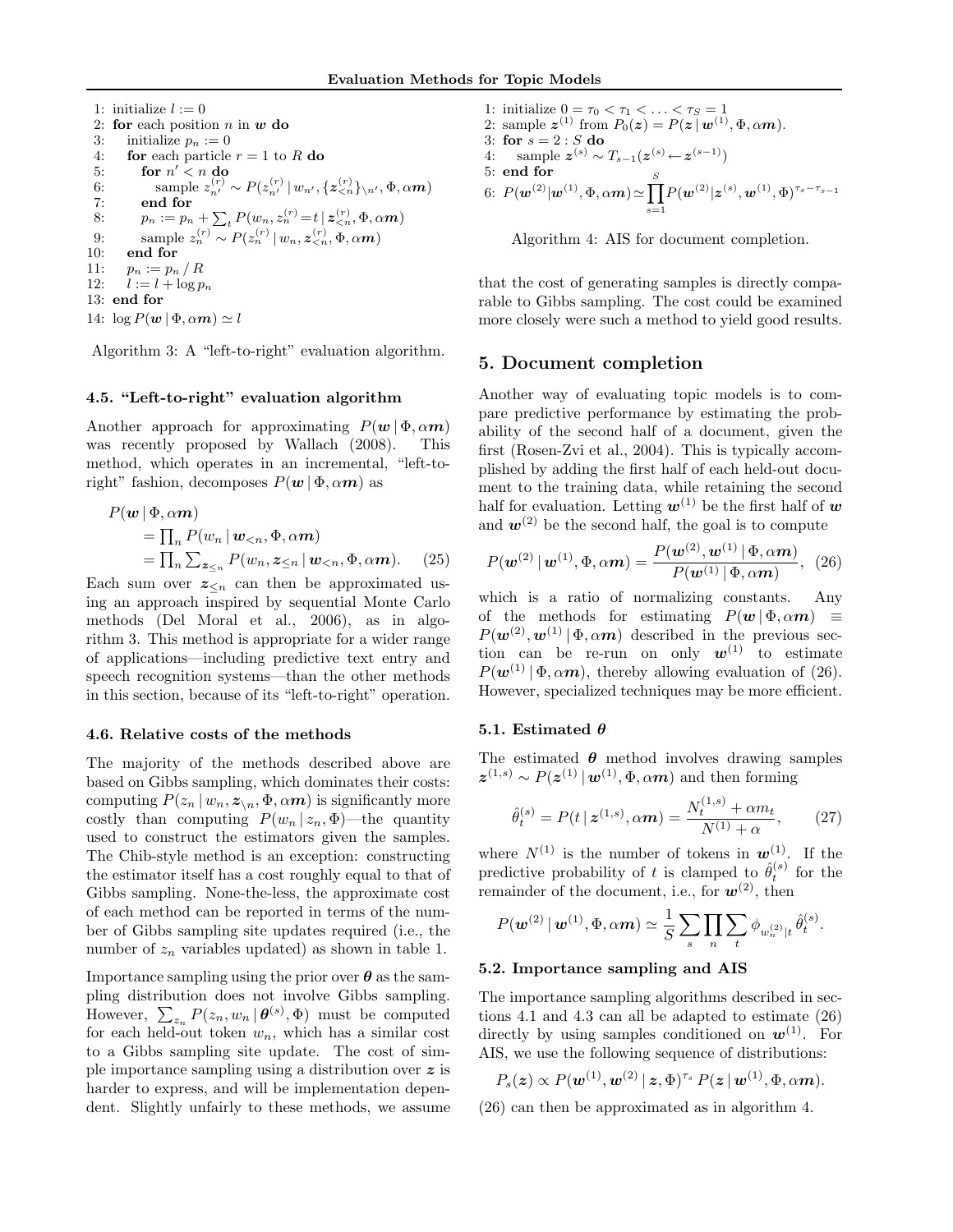```
1: initialize l := 0
2: for each position n in w do
3:    initialize p_n := 0
4:    for each particle r = 1 to R do
5:       for n' < n do
6:          sample z_{n'}^{(r)} ~ P(z_{n'}^{(r)} | w_{n'}, {z_{<n}^{(r)}}_{\n'}, Φ, αm)
7:       end for
8:       p_n := p_n + Σ_t P(w_n, z_n^{(r)} = t | z_{<n}^{(r)}, Φ, αm)
9:       sample z_n^{(r)} ~ P(z_n^{(r)} | w_n, z_{<n}^{(r)}, Φ, αm)
10:   end for
11:   p_n := p_n / R
12:   l := l + log p_n
13: end for
14: log P(w | Φ, αm) ≃ l
```

Algorithm 3: A "left-to-right" evaluation algorithm.

### 4.5. "Left-to-right" evaluation algorithm

Another approach for approximating $P(\boldsymbol{w} \,|\, \Phi, \alpha\boldsymbol{m})$ was recently proposed by Wallach (2008). This method, which operates in an incremental, "left-to-right" fashion, decomposes $P(\boldsymbol{w} \,|\, \Phi, \alpha\boldsymbol{m})$ as

$$
\begin{aligned}
P(\boldsymbol{w} \,|\, \Phi, \alpha\boldsymbol{m})
&= \textstyle\prod_n P(w_n \,|\, \boldsymbol{w}_{<n}, \Phi, \alpha\boldsymbol{m}) \\
&= \textstyle\prod_n \sum_{\boldsymbol{z}_{\leq n}} P(w_n, \boldsymbol{z}_{\leq n} \,|\, \boldsymbol{w}_{<n}, \Phi, \alpha\boldsymbol{m}). \qquad (25)
\end{aligned}
$$

Each sum over $\boldsymbol{z}_{\leq n}$ can then be approximated using an approach inspired by sequential Monte Carlo methods (Del Moral et al., 2006), as in algorithm 3. This method is appropriate for a wider range of applications—including predictive text entry and speech recognition systems—than the other methods in this section, because of its "left-to-right" operation.

### 4.6. Relative costs of the methods

The majority of the methods described above are based on Gibbs sampling, which dominates their costs: computing $P(z_n \,|\, w_n, \boldsymbol{z}_{\setminus n}, \Phi, \alpha\boldsymbol{m})$ is significantly more costly than computing $P(w_n \,|\, z_n, \Phi)$—the quantity used to construct the estimators given the samples. The Chib-style method is an exception: constructing the estimator itself has a cost roughly equal to that of Gibbs sampling. None-the-less, the approximate cost of each method can be reported in terms of the number of Gibbs sampling site updates required (i.e., the number of $z_n$ variables updated) as shown in table 1.

Importance sampling using the prior over $\boldsymbol{\theta}$ as the sampling distribution does not involve Gibbs sampling. However, $\sum_{z_n} P(z_n, w_n \,|\, \boldsymbol{\theta}^{(s)}, \Phi)$ must be computed for each held-out token $w_n$, which has a similar cost to a Gibbs sampling site update. The cost of simple importance sampling using a distribution over $\boldsymbol{z}$ is harder to express, and will be implementation dependent. Slightly unfairly to these methods, we assume that the cost of generating samples is directly comparable to Gibbs sampling. The cost could be examined more closely were such a method to yield good results.

```
1: initialize 0 = τ_0 < τ_1 < ... < τ_S = 1
2: sample z^(1) from P_0(z) = P(z | w^(1), Φ, αm).
3: for s = 2 : S do
4:    sample z^(s) ~ T_{s-1}(z^(s) ← z^(s-1))
5: end for
6: P(w^(2) | w^(1), Φ, αm) ≃ ∏_{s=1}^{S} P(w^(2) | z^(s), w^(1), Φ)^{τ_s − τ_{s−1}}
```

Algorithm 4: AIS for document completion.

## 5. Document completion

Another way of evaluating topic models is to compare predictive performance by estimating the probability of the second half of a document, given the first (Rosen-Zvi et al., 2004). This is typically accomplished by adding the first half of each held-out document to the training data, while retaining the second half for evaluation. Letting $\boldsymbol{w}^{(1)}$ be the first half of $\boldsymbol{w}$ and $\boldsymbol{w}^{(2)}$ be the second half, the goal is to compute

$$
P(\boldsymbol{w}^{(2)} \,|\, \boldsymbol{w}^{(1)}, \Phi, \alpha\boldsymbol{m}) = \frac{P(\boldsymbol{w}^{(2)}, \boldsymbol{w}^{(1)} \,|\, \Phi, \alpha\boldsymbol{m})}{P(\boldsymbol{w}^{(1)} \,|\, \Phi, \alpha\boldsymbol{m})}, \quad (26)
$$

which is a ratio of normalizing constants. Any of the methods for estimating $P(\boldsymbol{w} \,|\, \Phi, \alpha\boldsymbol{m}) \equiv P(\boldsymbol{w}^{(2)}, \boldsymbol{w}^{(1)} \,|\, \Phi, \alpha\boldsymbol{m})$ described in the previous section can be re-run on only $\boldsymbol{w}^{(1)}$ to estimate $P(\boldsymbol{w}^{(1)} \,|\, \Phi, \alpha\boldsymbol{m})$, thereby allowing evaluation of (26). However, specialized techniques may be more efficient.

### 5.1. Estimated $\boldsymbol{\theta}$

The estimated $\boldsymbol{\theta}$ method involves drawing samples $\boldsymbol{z}^{(1,s)} \sim P(\boldsymbol{z}^{(1)} \,|\, \boldsymbol{w}^{(1)}, \Phi, \alpha\boldsymbol{m})$ and then forming

$$
\hat{\theta}_t^{(s)} = P(t \,|\, \boldsymbol{z}^{(1,s)}, \alpha\boldsymbol{m}) = \frac{N_t^{(1,s)} + \alpha m_t}{N^{(1)} + \alpha}, \quad (27)
$$

where $N^{(1)}$ is the number of tokens in $\boldsymbol{w}^{(1)}$. If the predictive probability of $t$ is clamped to $\hat{\theta}_t^{(s)}$ for the remainder of the document, i.e., for $\boldsymbol{w}^{(2)}$, then

$$
P(\boldsymbol{w}^{(2)} \,|\, \boldsymbol{w}^{(1)}, \Phi, \alpha\boldsymbol{m}) \simeq \frac{1}{S} \sum_s \prod_n \sum_t \phi_{w_n^{(2)}|t} \, \hat{\theta}_t^{(s)}.
$$

### 5.2. Importance sampling and AIS

The importance sampling algorithms described in sections 4.1 and 4.3 can all be adapted to estimate (26) directly by using samples conditioned on $\boldsymbol{w}^{(1)}$. For AIS, we use the following sequence of distributions:

$$
P_s(\boldsymbol{z}) \propto P(\boldsymbol{w}^{(1)}, \boldsymbol{w}^{(2)} \,|\, \boldsymbol{z}, \Phi)^{\tau_s} \, P(\boldsymbol{z} \,|\, \boldsymbol{w}^{(1)}, \Phi, \alpha\boldsymbol{m}).
$$

(26) can then be approximated as in algorithm 4.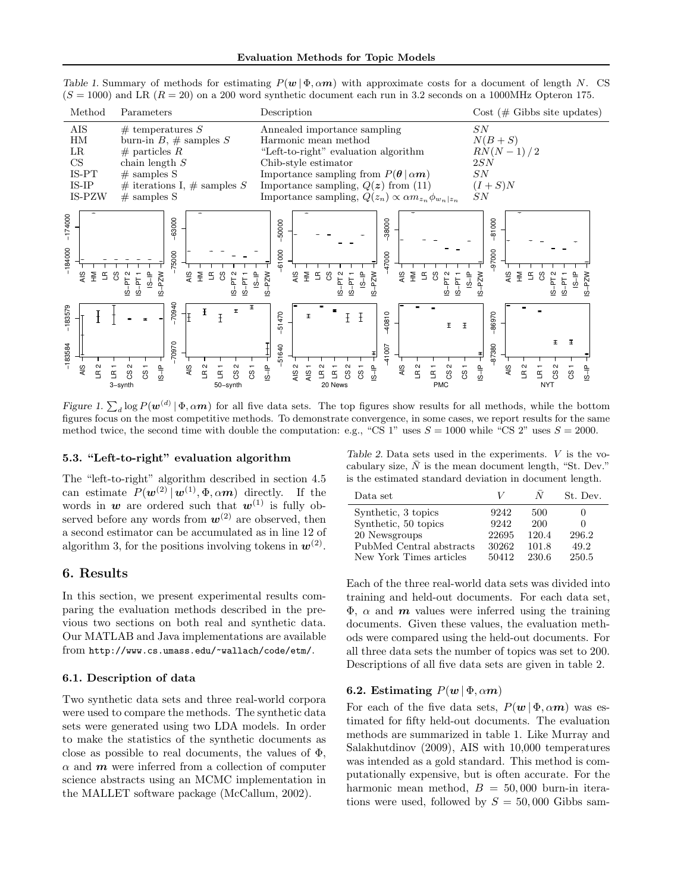Table 1. Summary of methods for estimating $P(\boldsymbol{w} \mid \Phi, \alpha\boldsymbol{m})$ with approximate costs for a document of length $N$. CS ($S = 1000$) and LR ($R = 20$) on a 200 word synthetic document each run in 3.2 seconds on a 1000MHz Opteron 175.

| Method | Parameters | Description | Cost (# Gibbs site updates) |
|---|---|---|---|
| AIS | # temperatures $S$ | Annealed importance sampling | $SN$ |
| HM | burn-in $B$, # samples $S$ | Harmonic mean method | $N(B + S)$ |
| LR | # particles $R$ | "Left-to-right" evaluation algorithm | $RN(N-1)/2$ |
| CS | chain length $S$ | Chib-style estimator | $2SN$ |
| IS-PT | # samples S | Importance sampling from $P(\boldsymbol{\theta} \mid \alpha\boldsymbol{m})$ | $SN$ |
| IS-IP | # iterations I, # samples $S$ | Importance sampling, $Q(\boldsymbol{z})$ from (11) | $(I + S)N$ |
| IS-PZW | # samples S | Importance sampling, $Q(z_n) \propto \alpha m_{z_n} \phi_{w_n \mid z_n}$ | $SN$ |

Figure 1. $\sum_d \log P(\boldsymbol{w}^{(d)} \mid \Phi, \alpha\boldsymbol{m})$ for all five data sets. The top figures show results for all methods, while the bottom figures focus on the most competitive methods. To demonstrate convergence, in some cases, we report results for the same method twice, the second time with double the computation: e.g., "CS 1" uses $S = 1000$ while "CS 2" uses $S = 2000$.

### 5.3. "Left-to-right" evaluation algorithm

The "left-to-right" algorithm described in section 4.5 can estimate $P(\boldsymbol{w}^{(2)} \mid \boldsymbol{w}^{(1)}, \Phi, \alpha\boldsymbol{m})$ directly. If the words in $\boldsymbol{w}$ are ordered such that $\boldsymbol{w}^{(1)}$ is fully observed before any words from $\boldsymbol{w}^{(2)}$ are observed, then a second estimator can be accumulated as in line 12 of algorithm 3, for the positions involving tokens in $\boldsymbol{w}^{(2)}$.

## 6. Results

In this section, we present experimental results comparing the evaluation methods described in the previous two sections on both real and synthetic data. Our MATLAB and Java implementations are available from http://www.cs.umass.edu/~wallach/code/etm/.

### 6.1. Description of data

Two synthetic data sets and three real-world corpora were used to compare the methods. The synthetic data sets were generated using two LDA models. In order to make the statistics of the synthetic documents as close as possible to real documents, the values of $\Phi$, $\alpha$ and $\boldsymbol{m}$ were inferred from a collection of computer science abstracts using an MCMC implementation in the MALLET software package (McCallum, 2002).

Table 2. Data sets used in the experiments. $V$ is the vocabulary size, $\bar{N}$ is the mean document length, "St. Dev." is the estimated standard deviation in document length.

| Data set | $V$ | $\bar{N}$ | St. Dev. |
|---|---|---|---|
| Synthetic, 3 topics | 9242 | 500 | 0 |
| Synthetic, 50 topics | 9242 | 200 | 0 |
| 20 Newsgroups | 22695 | 120.4 | 296.2 |
| PubMed Central abstracts | 30262 | 101.8 | 49.2 |
| New York Times articles | 50412 | 230.6 | 250.5 |

Each of the three real-world data sets was divided into training and held-out documents. For each data set, $\Phi$, $\alpha$ and $\boldsymbol{m}$ values were inferred using the training documents. Given these values, the evaluation methods were compared using the held-out documents. For all three data sets the number of topics was set to 200. Descriptions of all five data sets are given in table 2.

### 6.2. Estimating $P(\boldsymbol{w} \mid \Phi, \alpha\boldsymbol{m})$

For each of the five data sets, $P(\boldsymbol{w} \mid \Phi, \alpha\boldsymbol{m})$ was estimated for fifty held-out documents. The evaluation methods are summarized in table 1. Like Murray and Salakhutdinov (2009), AIS with 10,000 temperatures was intended as a gold standard. This method is computationally expensive, but is often accurate. For the harmonic mean method, $B = 50,000$ burn-in iterations were used, followed by $S = 50,000$ Gibbs sam-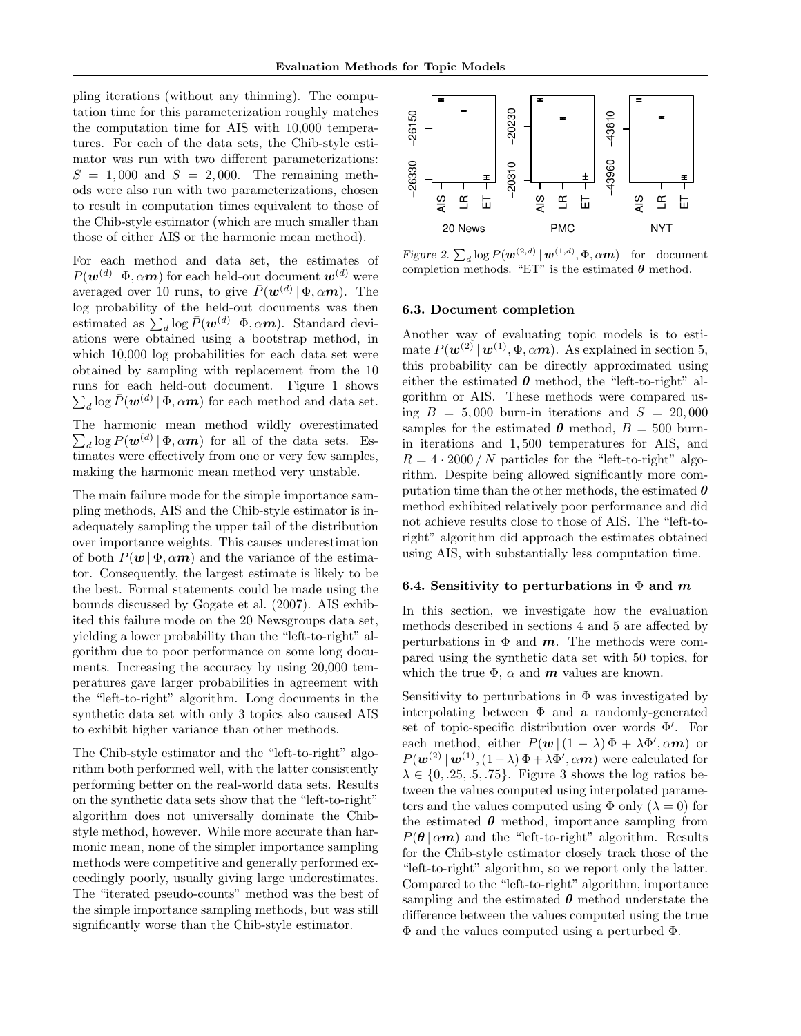pling iterations (without any thinning). The computation time for this parameterization roughly matches the computation time for AIS with 10,000 temperatures. For each of the data sets, the Chib-style estimator was run with two different parameterizations: $S = 1,000$ and $S = 2,000$. The remaining methods were also run with two parameterizations, chosen to result in computation times equivalent to those of the Chib-style estimator (which are much smaller than those of either AIS or the harmonic mean method).

For each method and data set, the estimates of $P(\boldsymbol{w}^{(d)} \mid \Phi, \alpha\boldsymbol{m})$ for each held-out document $\boldsymbol{w}^{(d)}$ were averaged over 10 runs, to give $\bar{P}(\boldsymbol{w}^{(d)} \mid \Phi, \alpha\boldsymbol{m})$. The log probability of the held-out documents was then estimated as $\sum_d \log \bar{P}(\boldsymbol{w}^{(d)} \mid \Phi, \alpha\boldsymbol{m})$. Standard deviations were obtained using a bootstrap method, in which 10,000 log probabilities for each data set were obtained by sampling with replacement from the 10 runs for each held-out document. Figure 1 shows $\sum_d \log \bar{P}(\boldsymbol{w}^{(d)} \mid \Phi, \alpha\boldsymbol{m})$ for each method and data set.

The harmonic mean method wildly overestimated $\sum_d \log P(\boldsymbol{w}^{(d)} \mid \Phi, \alpha\boldsymbol{m})$ for all of the data sets. Estimates were effectively from one or very few samples, making the harmonic mean method very unstable.

The main failure mode for the simple importance sampling methods, AIS and the Chib-style estimator is inadequately sampling the upper tail of the distribution over importance weights. This causes underestimation of both $P(\boldsymbol{w} \mid \Phi, \alpha\boldsymbol{m})$ and the variance of the estimator. Consequently, the largest estimate is likely to be the best. Formal statements could be made using the bounds discussed by Gogate et al. (2007). AIS exhibited this failure mode on the 20 Newsgroups data set, yielding a lower probability than the "left-to-right" algorithm due to poor performance on some long documents. Increasing the accuracy by using 20,000 temperatures gave larger probabilities in agreement with the "left-to-right" algorithm. Long documents in the synthetic data set with only 3 topics also caused AIS to exhibit higher variance than other methods.

The Chib-style estimator and the "left-to-right" algorithm both performed well, with the latter consistently performing better on the real-world data sets. Results on the synthetic data sets show that the "left-to-right" algorithm does not universally dominate the Chib-style method, however. While more accurate than harmonic mean, none of the simpler importance sampling methods were competitive and generally performed exceedingly poorly, usually giving large underestimates. The "iterated pseudo-counts" method was the best of the simple importance sampling methods, but was still significantly worse than the Chib-style estimator.

Figure 2. $\sum_d \log P(\boldsymbol{w}^{(2,d)} \mid \boldsymbol{w}^{(1,d)}, \Phi, \alpha\boldsymbol{m})$ for document completion methods. "ET" is the estimated $\boldsymbol{\theta}$ method.

### 6.3. Document completion

Another way of evaluating topic models is to estimate $P(\boldsymbol{w}^{(2)} \mid \boldsymbol{w}^{(1)}, \Phi, \alpha\boldsymbol{m})$. As explained in section 5, this probability can be directly approximated using either the estimated $\boldsymbol{\theta}$ method, the "left-to-right" algorithm or AIS. These methods were compared using $B = 5,000$ burn-in iterations and $S = 20,000$ samples for the estimated $\boldsymbol{\theta}$ method, $B = 500$ burn-in iterations and $1,500$ temperatures for AIS, and $R = 4 \cdot 2000 \,/\, N$ particles for the "left-to-right" algorithm. Despite being allowed significantly more computation time than the other methods, the estimated $\boldsymbol{\theta}$ method exhibited relatively poor performance and did not achieve results close to those of AIS. The "left-to-right" algorithm did approach the estimates obtained using AIS, with substantially less computation time.

### 6.4. Sensitivity to perturbations in $\Phi$ and $\boldsymbol{m}$

In this section, we investigate how the evaluation methods described in sections 4 and 5 are affected by perturbations in $\Phi$ and $\boldsymbol{m}$. The methods were compared using the synthetic data set with 50 topics, for which the true $\Phi$, $\alpha$ and $\boldsymbol{m}$ values are known.

Sensitivity to perturbations in $\Phi$ was investigated by interpolating between $\Phi$ and a randomly-generated set of topic-specific distribution over words $\Phi'$. For each method, either $P(\boldsymbol{w} \mid (1-\lambda)\,\Phi + \lambda\Phi', \alpha\boldsymbol{m})$ or $P(\boldsymbol{w}^{(2)} \mid \boldsymbol{w}^{(1)}, (1-\lambda)\,\Phi + \lambda\Phi', \alpha\boldsymbol{m})$ were calculated for $\lambda \in \{0, .25, .5, .75\}$. Figure 3 shows the log ratios between the values computed using interpolated parameters and the values computed using $\Phi$ only ($\lambda = 0$) for the estimated $\boldsymbol{\theta}$ method, importance sampling from $P(\boldsymbol{\theta} \mid \alpha\boldsymbol{m})$ and the "left-to-right" algorithm. Results for the Chib-style estimator closely track those of the "left-to-right" algorithm, so we report only the latter. Compared to the "left-to-right" algorithm, importance sampling and the estimated $\boldsymbol{\theta}$ method understate the difference between the values computed using the true $\Phi$ and the values computed using a perturbed $\Phi$.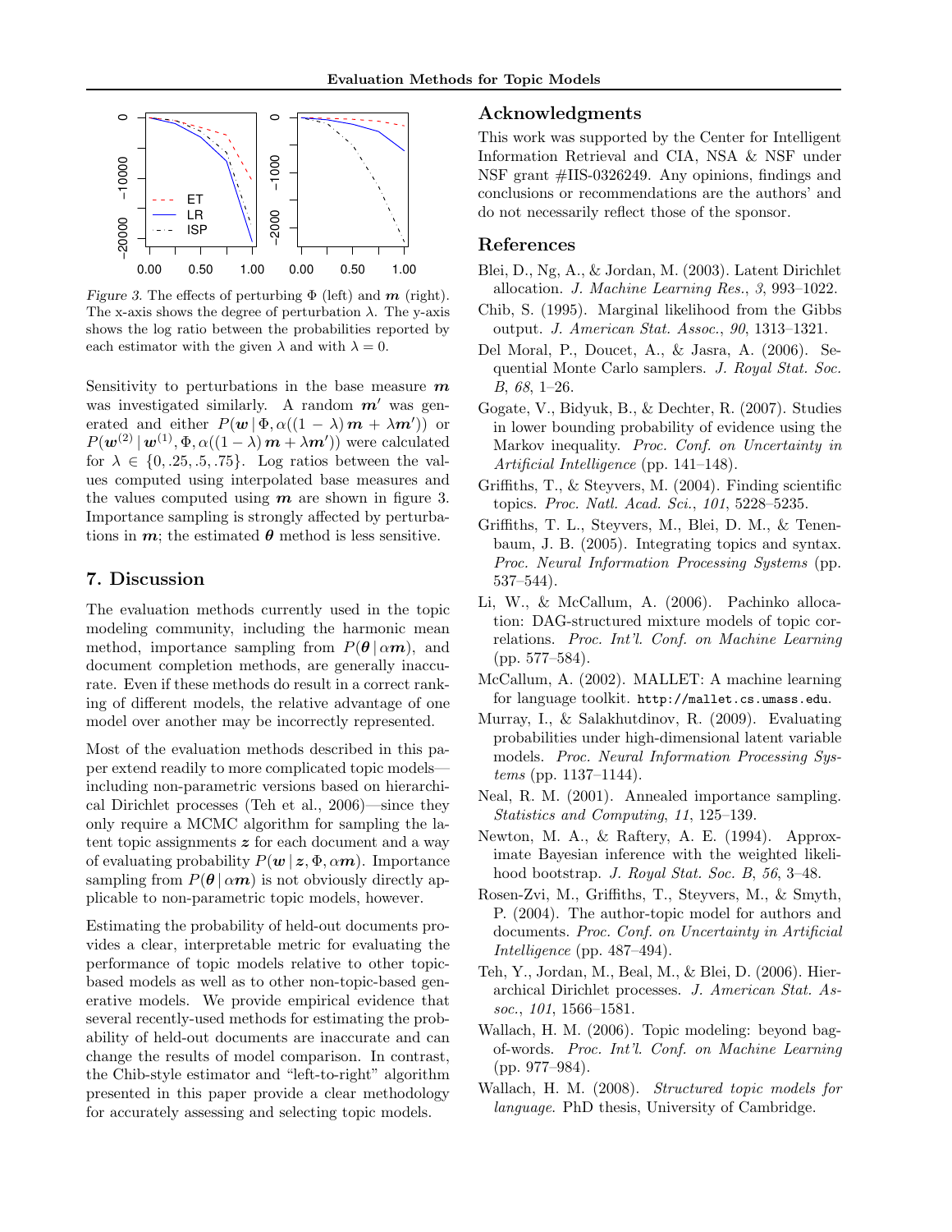0
−10000
−20000
ET
LR
ISP
0.00 0.50 1.00

0
−1000
−2000
0.00 0.50 1.00

*Figure 3.* The effects of perturbing $\Phi$ (left) and $\boldsymbol{m}$ (right). The x-axis shows the degree of perturbation $\lambda$. The y-axis shows the log ratio between the probabilities reported by each estimator with the given $\lambda$ and with $\lambda = 0$.

Sensitivity to perturbations in the base measure $\boldsymbol{m}$ was investigated similarly. A random $\boldsymbol{m}'$ was generated and either $P(\boldsymbol{w} \mid \Phi, \alpha((1-\lambda)\,\boldsymbol{m} + \lambda \boldsymbol{m}'))$ or $P(\boldsymbol{w}^{(2)} \mid \boldsymbol{w}^{(1)}, \Phi, \alpha((1-\lambda)\,\boldsymbol{m} + \lambda \boldsymbol{m}'))$ were calculated for $\lambda \in \{0, .25, .5, .75\}$. Log ratios between the values computed using interpolated base measures and the values computed using $\boldsymbol{m}$ are shown in figure 3. Importance sampling is strongly affected by perturbations in $\boldsymbol{m}$; the estimated $\boldsymbol{\theta}$ method is less sensitive.

## 7. Discussion

The evaluation methods currently used in the topic modeling community, including the harmonic mean method, importance sampling from $P(\boldsymbol{\theta} \mid \alpha \boldsymbol{m})$, and document completion methods, are generally inaccurate. Even if these methods do result in a correct ranking of different models, the relative advantage of one model over another may be incorrectly represented.

Most of the evaluation methods described in this paper extend readily to more complicated topic models—including non-parametric versions based on hierarchical Dirichlet processes (Teh et al., 2006)—since they only require a MCMC algorithm for sampling the latent topic assignments $\boldsymbol{z}$ for each document and a way of evaluating probability $P(\boldsymbol{w} \mid \boldsymbol{z}, \Phi, \alpha \boldsymbol{m})$. Importance sampling from $P(\boldsymbol{\theta} \mid \alpha \boldsymbol{m})$ is not obviously directly applicable to non-parametric topic models, however.

Estimating the probability of held-out documents provides a clear, interpretable metric for evaluating the performance of topic models relative to other topic-based models as well as to other non-topic-based generative models. We provide empirical evidence that several recently-used methods for estimating the probability of held-out documents are inaccurate and can change the results of model comparison. In contrast, the Chib-style estimator and "left-to-right" algorithm presented in this paper provide a clear methodology for accurately assessing and selecting topic models.

## Acknowledgments

This work was supported by the Center for Intelligent Information Retrieval and CIA, NSA & NSF under NSF grant #IIS-0326249. Any opinions, findings and conclusions or recommendations are the authors' and do not necessarily reflect those of the sponsor.

## References

Blei, D., Ng, A., & Jordan, M. (2003). Latent Dirichlet allocation. *J. Machine Learning Res.*, *3*, 993–1022.

Chib, S. (1995). Marginal likelihood from the Gibbs output. *J. American Stat. Assoc.*, *90*, 1313–1321.

Del Moral, P., Doucet, A., & Jasra, A. (2006). Sequential Monte Carlo samplers. *J. Royal Stat. Soc. B*, *68*, 1–26.

Gogate, V., Bidyuk, B., & Dechter, R. (2007). Studies in lower bounding probability of evidence using the Markov inequality. *Proc. Conf. on Uncertainty in Artificial Intelligence* (pp. 141–148).

Griffiths, T., & Steyvers, M. (2004). Finding scientific topics. *Proc. Natl. Acad. Sci.*, *101*, 5228–5235.

Griffiths, T. L., Steyvers, M., Blei, D. M., & Tenenbaum, J. B. (2005). Integrating topics and syntax. *Proc. Neural Information Processing Systems* (pp. 537–544).

Li, W., & McCallum, A. (2006). Pachinko allocation: DAG-structured mixture models of topic correlations. *Proc. Int'l. Conf. on Machine Learning* (pp. 577–584).

McCallum, A. (2002). MALLET: A machine learning for language toolkit. `http://mallet.cs.umass.edu`.

Murray, I., & Salakhutdinov, R. (2009). Evaluating probabilities under high-dimensional latent variable models. *Proc. Neural Information Processing Systems* (pp. 1137–1144).

Neal, R. M. (2001). Annealed importance sampling. *Statistics and Computing*, *11*, 125–139.

Newton, M. A., & Raftery, A. E. (1994). Approximate Bayesian inference with the weighted likelihood bootstrap. *J. Royal Stat. Soc. B*, *56*, 3–48.

Rosen-Zvi, M., Griffiths, T., Steyvers, M., & Smyth, P. (2004). The author-topic model for authors and documents. *Proc. Conf. on Uncertainty in Artificial Intelligence* (pp. 487–494).

Teh, Y., Jordan, M., Beal, M., & Blei, D. (2006). Hierarchical Dirichlet processes. *J. American Stat. Assoc.*, *101*, 1566–1581.

Wallach, H. M. (2006). Topic modeling: beyond bag-of-words. *Proc. Int'l. Conf. on Machine Learning* (pp. 977–984).

Wallach, H. M. (2008). *Structured topic models for language*. PhD thesis, University of Cambridge.